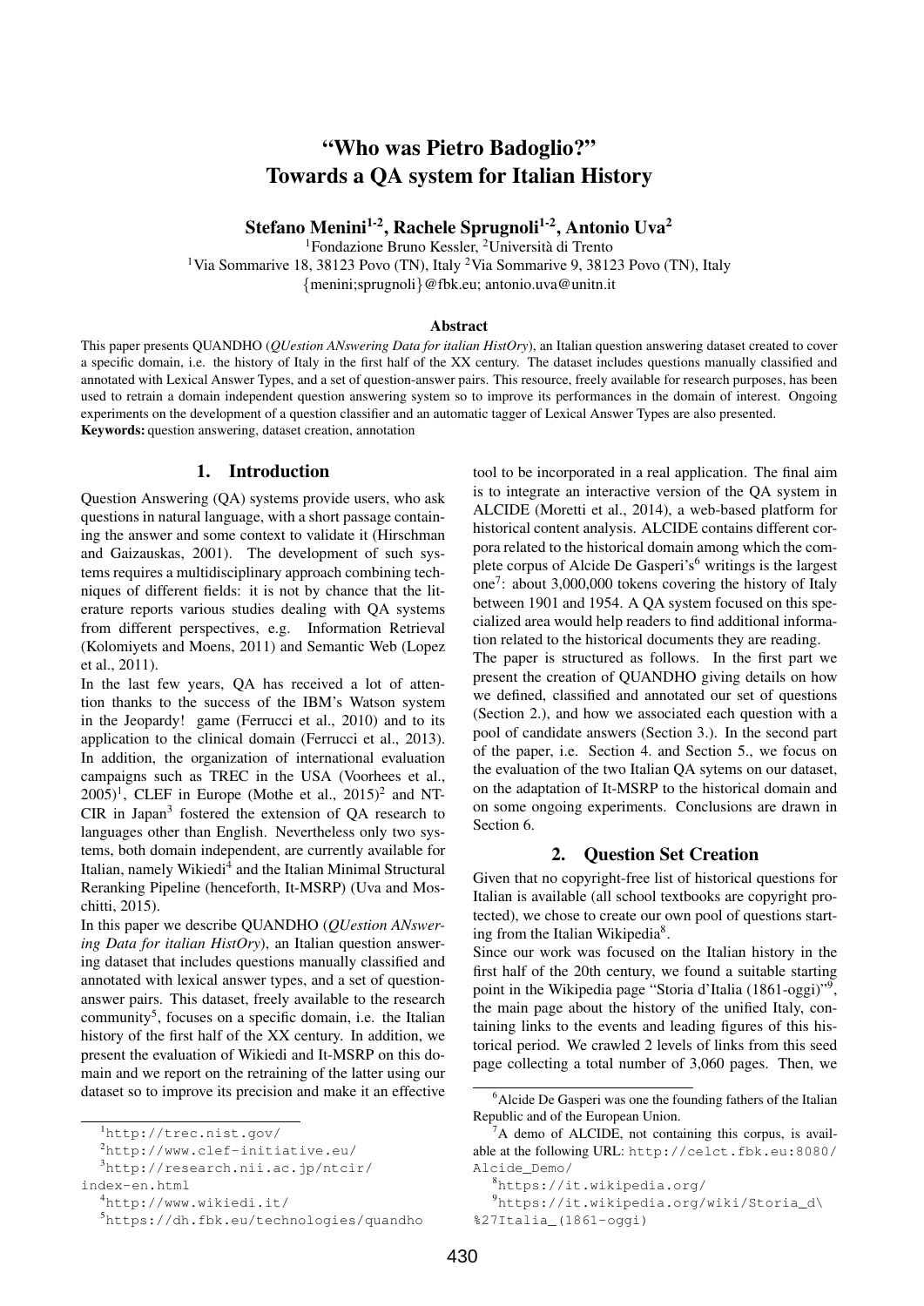# "Who was Pietro Badoglio?" Towards a QA system for Italian History

**Stefano Menini[1-2], Rachele Sprugnoli[1-2], Antonio Uva[2]**

[1]Fondazione Bruno Kessler, [2]Università di Trento
[1]Via Sommarive 18, 38123 Povo (TN), Italy [2]Via Sommarive 9, 38123 Povo (TN), Italy
{menini;sprugnoli}@fbk.eu; antonio.uva@unitn.it

### Abstract

This paper presents QUANDHO (*QUestion ANswering Data for italian HistOry*), an Italian question answering dataset created to cover a specific domain, i.e. the history of Italy in the first half of the XX century. The dataset includes questions manually classified and annotated with Lexical Answer Types, and a set of question-answer pairs. This resource, freely available for research purposes, has been used to retrain a domain independent question answering system so to improve its performances in the domain of interest. Ongoing experiments on the development of a question classifier and an automatic tagger of Lexical Answer Types are also presented.

**Keywords:** question answering, dataset creation, annotation

## 1. Introduction

Question Answering (QA) systems provide users, who ask questions in natural language, with a short passage containing the answer and some context to validate it (Hirschman and Gaizauskas, 2001). The development of such systems requires a multidisciplinary approach combining techniques of different fields: it is not by chance that the literature reports various studies dealing with QA systems from different perspectives, e.g. Information Retrieval (Kolomiyets and Moens, 2011) and Semantic Web (Lopez et al., 2011).

In the last few years, QA has received a lot of attention thanks to the success of the IBM's Watson system in the Jeopardy! game (Ferrucci et al., 2010) and to its application to the clinical domain (Ferrucci et al., 2013). In addition, the organization of international evaluation campaigns such as TREC in the USA (Voorhees et al., 2005)[1], CLEF in Europe (Mothe et al., 2015)[2] and NTCIR in Japan[3] fostered the extension of QA research to languages other than English. Nevertheless only two systems, both domain independent, are currently available for Italian, namely Wikiedi[4] and the Italian Minimal Structural Reranking Pipeline (henceforth, It-MSRP) (Uva and Moschitti, 2015).

In this paper we describe QUANDHO (*QUestion ANswering Data for italian HistOry*), an Italian question answering dataset that includes questions manually classified and annotated with lexical answer types, and a set of question-answer pairs. This dataset, freely available to the research community[5], focuses on a specific domain, i.e. the Italian history of the first half of the XX century. In addition, we present the evaluation of Wikiedi and It-MSRP on this domain and we report on the retraining of the latter using our dataset so to improve its precision and make it an effective tool to be incorporated in a real application. The final aim is to integrate an interactive version of the QA system in ALCIDE (Moretti et al., 2014), a web-based platform for historical content analysis. ALCIDE contains different corpora related to the historical domain among which the complete corpus of Alcide De Gasperi's[6] writings is the largest one[7]: about 3,000,000 tokens covering the history of Italy between 1901 and 1954. A QA system focused on this specialized area would help readers to find additional information related to the historical documents they are reading.

The paper is structured as follows. In the first part we present the creation of QUANDHO giving details on how we defined, classified and annotated our set of questions (Section 2.), and how we associated each question with a pool of candidate answers (Section 3.). In the second part of the paper, i.e. Section 4. and Section 5., we focus on the evaluation of the two Italian QA sytems on our dataset, on the adaptation of It-MSRP to the historical domain and on some ongoing experiments. Conclusions are drawn in Section 6.

## 2. Question Set Creation

Given that no copyright-free list of historical questions for Italian is available (all school textbooks are copyright protected), we chose to create our own pool of questions starting from the Italian Wikipedia[8].

Since our work was focused on the Italian history in the first half of the 20th century, we found a suitable starting point in the Wikipedia page "Storia d'Italia (1861-oggi)"[9], the main page about the history of the unified Italy, containing links to the events and leading figures of this historical period. We crawled 2 levels of links from this seed page collecting a total number of 3,060 pages. Then, we

---

[1]http://trec.nist.gov/

[2]http://www.clef-initiative.eu/

[3]http://research.nii.ac.jp/ntcir/index-en.html

[4]http://www.wikiedi.it/

[5]https://dh.fbk.eu/technologies/quandho

[6]Alcide De Gasperi was one the founding fathers of the Italian Republic and of the European Union.

[7]A demo of ALCIDE, not containing this corpus, is available at the following URL: http://celct.fbk.eu:8080/Alcide_Demo/

[8]https://it.wikipedia.org/

[9]https://it.wikipedia.org/wiki/Storia_d\%27Italia_(1861-oggi)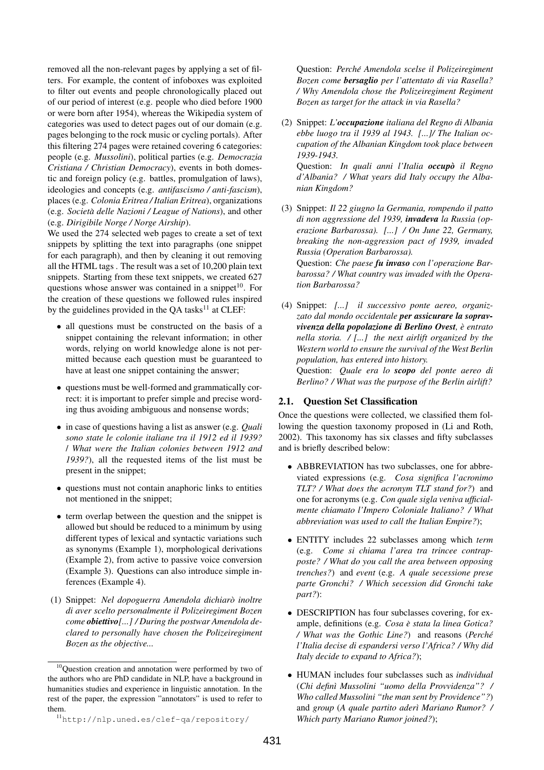removed all the non-relevant pages by applying a set of filters. For example, the content of infoboxes was exploited to filter out events and people chronologically placed out of our period of interest (e.g. people who died before 1900 or were born after 1954), whereas the Wikipedia system of categories was used to detect pages out of our domain (e.g. pages belonging to the rock music or cycling portals). After this filtering 274 pages were retained covering 6 categories: people (e.g. *Mussolini*), political parties (e.g. *Democrazia Cristiana / Christian Democracy*), events in both domestic and foreign policy (e.g. battles, promulgation of laws), ideologies and concepts (e.g. *antifascismo / anti-fascism*), places (e.g. *Colonia Eritrea / Italian Eritrea*), organizations (e.g. *Società delle Nazioni / League of Nations*), and other (e.g. *Dirigibile Norge / Norge Airship*).

We used the 274 selected web pages to create a set of text snippets by splitting the text into paragraphs (one snippet for each paragraph), and then by cleaning it out removing all the HTML tags . The result was a set of 10,200 plain text snippets. Starting from these text snippets, we created 627 questions whose answer was contained in a snippet[10]. For the creation of these questions we followed rules inspired by the guidelines provided in the QA tasks[11] at CLEF:

- all questions must be constructed on the basis of a snippet containing the relevant information; in other words, relying on world knowledge alone is not permitted because each question must be guaranteed to have at least one snippet containing the answer;
- questions must be well-formed and grammatically correct: it is important to prefer simple and precise wording thus avoiding ambiguous and nonsense words;
- in case of questions having a list as answer (e.g. *Quali sono state le colonie italiane tra il 1912 ed il 1939? / What were the Italian colonies between 1912 and 1939?*), all the requested items of the list must be present in the snippet;
- questions must not contain anaphoric links to entities not mentioned in the snippet;
- term overlap between the question and the snippet is allowed but should be reduced to a minimum by using different types of lexical and syntactic variations such as synonyms (Example 1), morphological derivations (Example 2), from active to passive voice conversion (Example 3). Questions can also introduce simple inferences (Example 4).

(1) Snippet: *Nel dopoguerra Amendola dichiarò inoltre di aver scelto personalmente il Polizeiregiment Bozen come **obiettivo**[...] / During the postwar Amendola declared to personally have chosen the Polizeiregiment Bozen as the objective...*

Question: *Perché Amendola scelse il Polizeiregiment Bozen come **bersaglio** per l'attentato di via Rasella? / Why Amendola chose the Polizeiregiment Regiment Bozen as target for the attack in via Rasella?*

(2) Snippet: *L'**occupazione** italiana del Regno di Albania ebbe luogo tra il 1939 al 1943. [...]/ The Italian occupation of the Albanian Kingdom took place between 1939-1943.*

Question: *In quali anni l'Italia **occupò** il Regno d'Albania? / What years did Italy occupy the Albanian Kingdom?*

(3) Snippet: *Il 22 giugno la Germania, rompendo il patto di non aggressione del 1939, **invadeva** la Russia (operazione Barbarossa). [...] / On June 22, Germany, breaking the non-aggression pact of 1939, invaded Russia (Operation Barbarossa).*

Question: *Che paese **fu invaso** con l'operazione Barbarossa? / What country was invaded with the Operation Barbarossa?*

(4) Snippet: *[...] il successivo ponte aereo, organizzato dal mondo occidentale **per assicurare la sopravvivenza della popolazione di Berlino Ovest**, è entrato nella storia. / [...] the next airlift organized by the Western world to ensure the survival of the West Berlin population, has entered into history.*

Question: *Quale era lo **scopo** del ponte aereo di Berlino? / What was the purpose of the Berlin airlift?*

### 2.1. Question Set Classification

Once the questions were collected, we classified them following the question taxonomy proposed in (Li and Roth, 2002). This taxonomy has six classes and fifty subclasses and is briefly described below:

- ABBREVIATION has two subclasses, one for abbreviated expressions (e.g. *Cosa significa l'acronimo TLT? / What does the acronym TLT stand for?*) and one for acronyms (e.g. *Con quale sigla veniva ufficialmente chiamato l'Impero Coloniale Italiano? / What abbreviation was used to call the Italian Empire?*);
- ENTITY includes 22 subclasses among which *term* (e.g. *Come si chiama l'area tra trincee contrapposte? / What do you call the area between opposing trenches?*) and *event* (e.g. *A quale secessione prese parte Gronchi? / Which secession did Gronchi take part?*):
- DESCRIPTION has four subclasses covering, for example, definitions (e.g. *Cosa è stata la linea Gotica? / What was the Gothic Line?*) and reasons (*Perché l'Italia decise di espandersi verso l'Africa? / Why did Italy decide to expand to Africa?*);
- HUMAN includes four subclasses such as *individual* (*Chi definì Mussolini "uomo della Provvidenza"? / Who called Mussolini "the man sent by Providence"?*) and *group* (*A quale partito aderì Mariano Rumor? / Which party Mariano Rumor joined?*);

[10] Question creation and annotation were performed by two of the authors who are PhD candidate in NLP, have a background in humanities studies and experience in linguistic annotation. In the rest of the paper, the expression "annotators" is used to refer to them.

[11] http://nlp.uned.es/clef-qa/repository/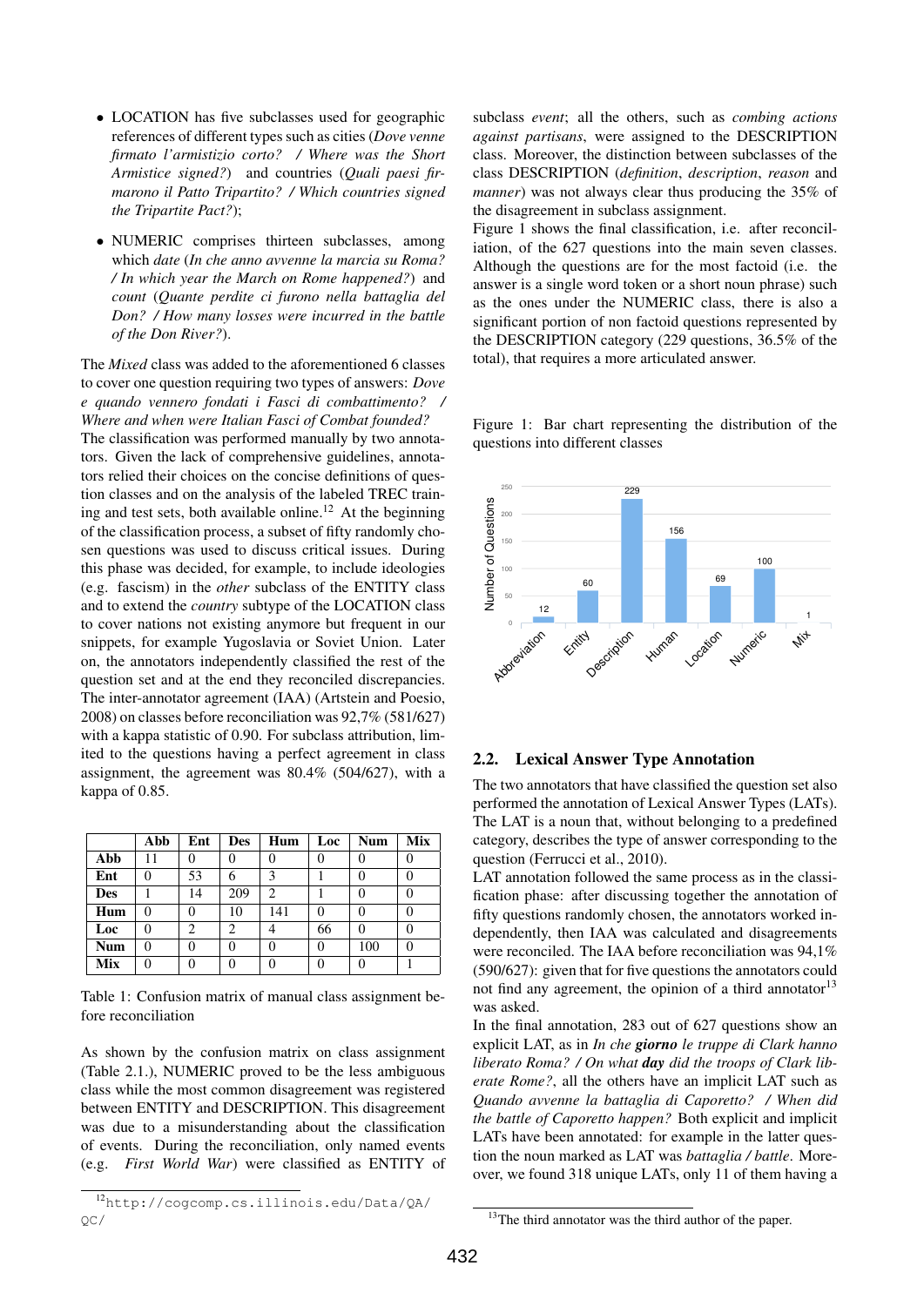- LOCATION has five subclasses used for geographic references of different types such as cities (*Dove venne firmato l'armistizio corto? / Where was the Short Armistice signed?*) and countries (*Quali paesi firmarono il Patto Tripartito? / Which countries signed the Tripartite Pact?*);
- NUMERIC comprises thirteen subclasses, among which *date* (*In che anno avvenne la marcia su Roma? / In which year the March on Rome happened?*) and *count* (*Quante perdite ci furono nella battaglia del Don? / How many losses were incurred in the battle of the Don River?*).

The *Mixed* class was added to the aforementioned 6 classes to cover one question requiring two types of answers: *Dove e quando vennero fondati i Fasci di combattimento? / Where and when were Italian Fasci of Combat founded?*
The classification was performed manually by two annotators. Given the lack of comprehensive guidelines, annotators relied their choices on the concise definitions of question classes and on the analysis of the labeled TREC training and test sets, both available online.[12] At the beginning of the classification process, a subset of fifty randomly chosen questions was used to discuss critical issues. During this phase was decided, for example, to include ideologies (e.g. fascism) in the *other* subclass of the ENTITY class and to extend the *country* subtype of the LOCATION class to cover nations not existing anymore but frequent in our snippets, for example Yugoslavia or Soviet Union. Later on, the annotators independently classified the rest of the question set and at the end they reconciled discrepancies. The inter-annotator agreement (IAA) (Artstein and Poesio, 2008) on classes before reconciliation was 92,7% (581/627) with a kappa statistic of 0.90. For subclass attribution, limited to the questions having a perfect agreement in class assignment, the agreement was 80.4% (504/627), with a kappa of 0.85.

| | Abb | Ent | Des | Hum | Loc | Num | Mix |
|---|---|---|---|---|---|---|---|
| **Abb** | 11 | 0 | 0 | 0 | 0 | 0 | 0 |
| **Ent** | 0 | 53 | 6 | 3 | 1 | 0 | 0 |
| **Des** | 1 | 14 | 209 | 2 | 1 | 0 | 0 |
| **Hum** | 0 | 0 | 10 | 141 | 0 | 0 | 0 |
| **Loc** | 0 | 2 | 2 | 4 | 66 | 0 | 0 |
| **Num** | 0 | 0 | 0 | 0 | 0 | 100 | 0 |
| **Mix** | 0 | 0 | 0 | 0 | 0 | 0 | 1 |

Table 1: Confusion matrix of manual class assignment before reconciliation

As shown by the confusion matrix on class assignment (Table 2.1.), NUMERIC proved to be the less ambiguous class while the most common disagreement was registered between ENTITY and DESCRIPTION. This disagreement was due to a misunderstanding about the classification of events. During the reconciliation, only named events (e.g. *First World War*) were classified as ENTITY of subclass *event*; all the others, such as *combing actions against partisans*, were assigned to the DESCRIPTION class. Moreover, the distinction between subclasses of the class DESCRIPTION (*definition*, *description*, *reason* and *manner*) was not always clear thus producing the 35% of the disagreement in subclass assignment.
Figure 1 shows the final classification, i.e. after reconciliation, of the 627 questions into the main seven classes. Although the questions are for the most factoid (i.e. the answer is a single word token or a short noun phrase) such as the ones under the NUMERIC class, there is also a significant portion of non factoid questions represented by the DESCRIPTION category (229 questions, 36.5% of the total), that requires a more articulated answer.

Figure 1: Bar chart representing the distribution of the questions into different classes

## 2.2. Lexical Answer Type Annotation

The two annotators that have classified the question set also performed the annotation of Lexical Answer Types (LATs). The LAT is a noun that, without belonging to a predefined category, describes the type of answer corresponding to the question (Ferrucci et al., 2010).
LAT annotation followed the same process as in the classification phase: after discussing together the annotation of fifty questions randomly chosen, the annotators worked independently, then IAA was calculated and disagreements were reconciled. The IAA before reconciliation was 94,1% (590/627): given that for five questions the annotators could not find any agreement, the opinion of a third annotator[13] was asked.
In the final annotation, 283 out of 627 questions show an explicit LAT, as in *In che **giorno** le truppe di Clark hanno liberato Roma? / On what **day** did the troops of Clark liberate Rome?*, all the others have an implicit LAT such as *Quando avvenne la battaglia di Caporetto? / When did the battle of Caporetto happen?* Both explicit and implicit LATs have been annotated: for example in the latter question the noun marked as LAT was *battaglia / battle*. Moreover, we found 318 unique LATs, only 11 of them having a

[12] http://cogcomp.cs.illinois.edu/Data/QA/QC/

[13] The third annotator was the third author of the paper.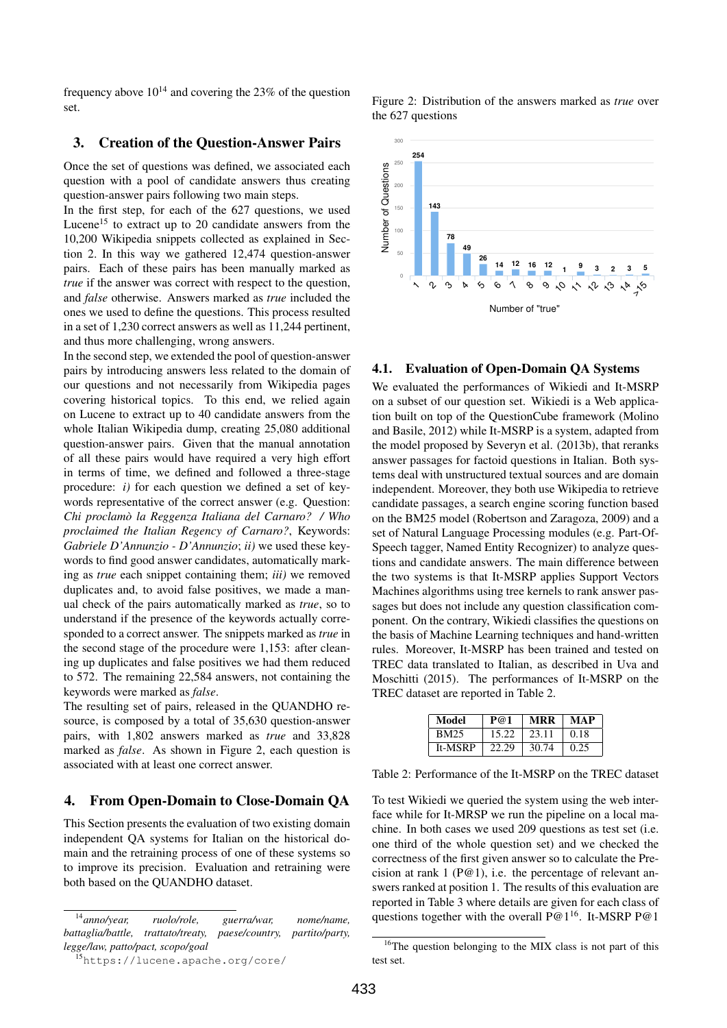frequency above $10^{14}$ and covering the 23% of the question set.

## 3. Creation of the Question-Answer Pairs

Once the set of questions was defined, we associated each question with a pool of candidate answers thus creating question-answer pairs following two main steps.

In the first step, for each of the 627 questions, we used Lucene[15] to extract up to 20 candidate answers from the 10,200 Wikipedia snippets collected as explained in Section 2. In this way we gathered 12,474 question-answer pairs. Each of these pairs has been manually marked as *true* if the answer was correct with respect to the question, and *false* otherwise. Answers marked as *true* included the ones we used to define the questions. This process resulted in a set of 1,230 correct answers as well as 11,244 pertinent, and thus more challenging, wrong answers.

In the second step, we extended the pool of question-answer pairs by introducing answers less related to the domain of our questions and not necessarily from Wikipedia pages covering historical topics. To this end, we relied again on Lucene to extract up to 40 candidate answers from the whole Italian Wikipedia dump, creating 25,080 additional question-answer pairs. Given that the manual annotation of all these pairs would have required a very high effort in terms of time, we defined and followed a three-stage procedure: *i)* for each question we defined a set of keywords representative of the correct answer (e.g. Question: *Chi proclamò la Reggenza Italiana del Carnaro? / Who proclaimed the Italian Regency of Carnaro?*, Keywords: *Gabriele D'Annunzio - D'Annunzio*; *ii)* we used these keywords to find good answer candidates, automatically marking as *true* each snippet containing them; *iii)* we removed duplicates and, to avoid false positives, we made a manual check of the pairs automatically marked as *true*, so to understand if the presence of the keywords actually corresponded to a correct answer. The snippets marked as *true* in the second stage of the procedure were 1,153: after cleaning up duplicates and false positives we had them reduced to 572. The remaining 22,584 answers, not containing the keywords were marked as *false*.

The resulting set of pairs, released in the QUANDHO resource, is composed by a total of 35,630 question-answer pairs, with 1,802 answers marked as *true* and 33,828 marked as *false*. As shown in Figure 2, each question is associated with at least one correct answer.

Figure 2: Distribution of the answers marked as *true* over the 627 questions

| Number of "true" | Number of Questions |
|---|---|
| 1 | 254 |
| 2 | 143 |
| 3 | 78 |
| 4 | 49 |
| 5 | 26 |
| 6 | 14 |
| 7 | 12 |
| 8 | 16 |
| 9 | 12 |
| 10 | 1 |
| 11 | 9 |
| 12 | 3 |
| 13 | 2 |
| 14 | 3 |
| >15 | 5 |

## 4. From Open-Domain to Close-Domain QA

This Section presents the evaluation of two existing domain independent QA systems for Italian on the historical domain and the retraining process of one of these systems so to improve its precision. Evaluation and retraining were both based on the QUANDHO dataset.

### 4.1. Evaluation of Open-Domain QA Systems

We evaluated the performances of Wikiedi and It-MSRP on a subset of our question set. Wikiedi is a Web application built on top of the QuestionCube framework (Molino and Basile, 2012) while It-MSRP is a system, adapted from the model proposed by Severyn et al. (2013b), that reranks answer passages for factoid questions in Italian. Both systems deal with unstructured textual sources and are domain independent. Moreover, they both use Wikipedia to retrieve candidate passages, a search engine scoring function based on the BM25 model (Robertson and Zaragoza, 2009) and a set of Natural Language Processing modules (e.g. Part-Of-Speech tagger, Named Entity Recognizer) to analyze questions and candidate answers. The main difference between the two systems is that It-MSRP applies Support Vectors Machines algorithms using tree kernels to rank answer passages but does not include any question classification component. On the contrary, Wikiedi classifies the questions on the basis of Machine Learning techniques and hand-written rules. Moreover, It-MSRP has been trained and tested on TREC data translated to Italian, as described in Uva and Moschitti (2015). The performances of It-MSRP on the TREC dataset are reported in Table 2.

| Model | P@1 | MRR | MAP |
|---|---|---|---|
| BM25 | 15.22 | 23.11 | 0.18 |
| It-MSRP | 22.29 | 30.74 | 0.25 |

Table 2: Performance of the It-MSRP on the TREC dataset

To test Wikiedi we queried the system using the web interface while for It-MRSP we run the pipeline on a local machine. In both cases we used 209 questions as test set (i.e. one third of the whole question set) and we checked the correctness of the first given answer so to calculate the Precision at rank 1 (P@1), i.e. the percentage of relevant answers ranked at position 1. The results of this evaluation are reported in Table 3 where details are given for each class of questions together with the overall P@1[16]. It-MSRP P@1

---

[14] *anno/year, ruolo/role, guerra/war, nome/name, battaglia/battle, trattato/treaty, paese/country, partito/party, legge/law, patto/pact, scopo/goal*

[15] https://lucene.apache.org/core/

[16] The question belonging to the MIX class is not part of this test set.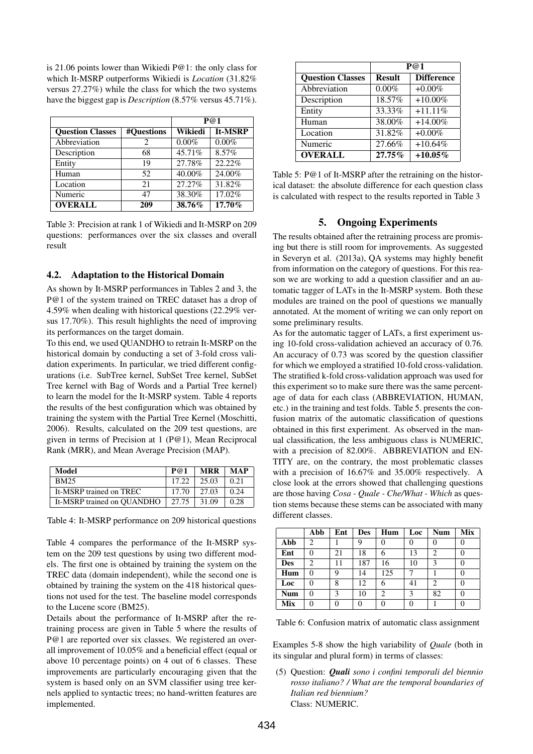is 21.06 points lower than Wikiedi P@1: the only class for which It-MSRP outperforms Wikiedi is *Location* (31.82% versus 27.27%) while the class for which the two systems have the biggest gap is *Description* (8.57% versus 45.71%).

| | | P@1 | |
|---|---|---|---|
| **Question Classes** | **#Questions** | **Wikiedi** | **It-MSRP** |
| Abbreviation | 2 | 0.00% | 0.00% |
| Description | 68 | 45.71% | 8.57% |
| Entity | 19 | 27.78% | 22.22% |
| Human | 52 | 40.00% | 24.00% |
| Location | 21 | 27.27% | 31.82% |
| Numeric | 47 | 38.30% | 17.02% |
| **OVERALL** | **209** | **38.76%** | **17.70%** |

Table 3: Precision at rank 1 of Wikiedi and It-MSRP on 209 questions: performances over the six classes and overall result

### 4.2. Adaptation to the Historical Domain

As shown by It-MSRP performances in Tables 2 and 3, the P@1 of the system trained on TREC dataset has a drop of 4.59% when dealing with historical questions (22.29% versus 17.70%). This result highlights the need of improving its performances on the target domain.

To this end, we used QUANDHO to retrain It-MSRP on the historical domain by conducting a set of 3-fold cross validation experiments. In particular, we tried different configurations (i.e. SubTree kernel, SubSet Tree kernel, SubSet Tree kernel with Bag of Words and a Partial Tree kernel) to learn the model for the It-MSRP system. Table 4 reports the results of the best configuration which was obtained by training the system with the Partial Tree Kernel (Moschitti, 2006). Results, calculated on the 209 test questions, are given in terms of Precision at 1 (P@1), Mean Reciprocal Rank (MRR), and Mean Average Precision (MAP).

| Model | P@1 | MRR | MAP |
|---|---|---|---|
| BM25 | 17.22 | 25.03 | 0.21 |
| It-MSRP trained on TREC | 17.70 | 27.03 | 0.24 |
| It-MSRP trained on QUANDHO | 27.75 | 31.09 | 0.28 |

Table 4: It-MSRP performance on 209 historical questions

Table 4 compares the performance of the It-MSRP system on the 209 test questions by using two different models. The first one is obtained by training the system on the TREC data (domain independent), while the second one is obtained by training the system on the 418 historical questions not used for the test. The baseline model corresponds to the Lucene score (BM25).

Details about the performance of It-MSRP after the retraining process are given in Table 5 where the results of P@1 are reported over six classes. We registered an overall improvement of 10.05% and a beneficial effect (equal or above 10 percentage points) on 4 out of 6 classes. These improvements are particularly encouraging given that the system is based only on an SVM classifier using tree kernels applied to syntactic trees; no hand-written features are implemented.

| | P@1 | |
|---|---|---|
| **Question Classes** | **Result** | **Difference** |
| Abbreviation | 0.00% | +0.00% |
| Description | 18.57% | +10.00% |
| Entity | 33.33% | +11.11% |
| Human | 38.00% | +14.00% |
| Location | 31.82% | +0.00% |
| Numeric | 27.66% | +10.64% |
| **OVERALL** | **27.75%** | **+10.05%** |

Table 5: P@1 of It-MSRP after the retraining on the historical dataset: the absolute difference for each question class is calculated with respect to the results reported in Table 3

## 5. Ongoing Experiments

The results obtained after the retraining process are promising but there is still room for improvements. As suggested in Severyn et al. (2013a), QA systems may highly benefit from information on the category of questions. For this reason we are working to add a question classifier and an automatic tagger of LATs in the It-MSRP system. Both these modules are trained on the pool of questions we manually annotated. At the moment of writing we can only report on some preliminary results.

As for the automatic tagger of LATs, a first experiment using 10-fold cross-validation achieved an accuracy of 0.76. An accuracy of 0.73 was scored by the question classifier for which we employed a stratified 10-fold cross-validation. The stratified k-fold cross-validation approach was used for this experiment so to make sure there was the same percentage of data for each class (ABBREVIATION, HUMAN, etc.) in the training and test folds. Table 5. presents the confusion matrix of the automatic classification of questions obtained in this first experiment. As observed in the manual classification, the less ambiguous class is NUMERIC, with a precision of 82.00%. ABBREVIATION and ENTITY are, on the contrary, the most problematic classes with a precision of 16.67% and 35.00% respectively. A close look at the errors showed that challenging questions are those having *Cosa - Quale - Che/What - Which* as question stems because these stems can be associated with many different classes.

| | Abb | Ent | Des | Hum | Loc | Num | Mix |
|---|---|---|---|---|---|---|---|
| **Abb** | 2 | 1 | 9 | 0 | 0 | 0 | 0 |
| **Ent** | 0 | 21 | 18 | 6 | 13 | 2 | 0 |
| **Des** | 2 | 11 | 187 | 16 | 10 | 3 | 0 |
| **Hum** | 0 | 9 | 14 | 125 | 7 | 1 | 0 |
| **Loc** | 0 | 8 | 12 | 6 | 41 | 2 | 0 |
| **Num** | 0 | 3 | 10 | 2 | 3 | 82 | 0 |
| **Mix** | 0 | 0 | 0 | 0 | 0 | 1 | 0 |

Table 6: Confusion matrix of automatic class assignment

Examples 5-8 show the high variability of *Quale* (both in its singular and plural form) in terms of classes:

(5) Question: ***Quali*** *sono i confini temporali del biennio rosso italiano? / What are the temporal boundaries of Italian red biennium?*
Class: NUMERIC.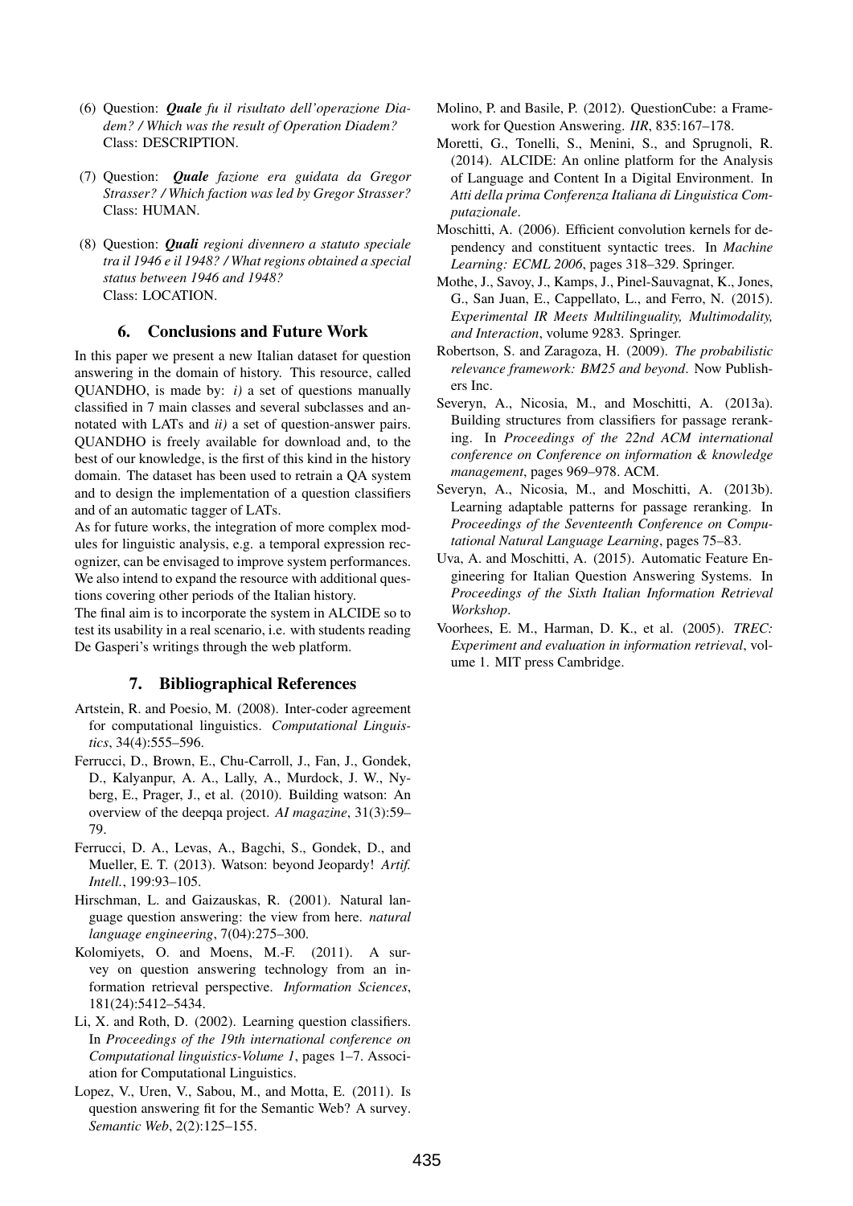(6) Question: ***Quale*** *fu il risultato dell'operazione Diadem? / Which was the result of Operation Diadem?*
Class: DESCRIPTION.

(7) Question: ***Quale*** *fazione era guidata da Gregor Strasser? / Which faction was led by Gregor Strasser?*
Class: HUMAN.

(8) Question: ***Quali*** *regioni divennero a statuto speciale tra il 1946 e il 1948? / What regions obtained a special status between 1946 and 1948?*
Class: LOCATION.

## 6. Conclusions and Future Work

In this paper we present a new Italian dataset for question answering in the domain of history. This resource, called QUANDHO, is made by: *i)* a set of questions manually classified in 7 main classes and several subclasses and annotated with LATs and *ii)* a set of question-answer pairs. QUANDHO is freely available for download and, to the best of our knowledge, is the first of this kind in the history domain. The dataset has been used to retrain a QA system and to design the implementation of a question classifiers and of an automatic tagger of LATs.

As for future works, the integration of more complex modules for linguistic analysis, e.g. a temporal expression recognizer, can be envisaged to improve system performances. We also intend to expand the resource with additional questions covering other periods of the Italian history.

The final aim is to incorporate the system in ALCIDE so to test its usability in a real scenario, i.e. with students reading De Gasperi's writings through the web platform.

## 7. Bibliographical References

Artstein, R. and Poesio, M. (2008). Inter-coder agreement for computational linguistics. *Computational Linguistics*, 34(4):555–596.

Ferrucci, D., Brown, E., Chu-Carroll, J., Fan, J., Gondek, D., Kalyanpur, A. A., Lally, A., Murdock, J. W., Nyberg, E., Prager, J., et al. (2010). Building watson: An overview of the deepqa project. *AI magazine*, 31(3):59–79.

Ferrucci, D. A., Levas, A., Bagchi, S., Gondek, D., and Mueller, E. T. (2013). Watson: beyond Jeopardy! *Artif. Intell.*, 199:93–105.

Hirschman, L. and Gaizauskas, R. (2001). Natural language question answering: the view from here. *natural language engineering*, 7(04):275–300.

Kolomiyets, O. and Moens, M.-F. (2011). A survey on question answering technology from an information retrieval perspective. *Information Sciences*, 181(24):5412–5434.

Li, X. and Roth, D. (2002). Learning question classifiers. In *Proceedings of the 19th international conference on Computational linguistics-Volume 1*, pages 1–7. Association for Computational Linguistics.

Lopez, V., Uren, V., Sabou, M., and Motta, E. (2011). Is question answering fit for the Semantic Web? A survey. *Semantic Web*, 2(2):125–155.

Molino, P. and Basile, P. (2012). QuestionCube: a Framework for Question Answering. *IIR*, 835:167–178.

Moretti, G., Tonelli, S., Menini, S., and Sprugnoli, R. (2014). ALCIDE: An online platform for the Analysis of Language and Content In a Digital Environment. In *Atti della prima Conferenza Italiana di Linguistica Computazionale*.

Moschitti, A. (2006). Efficient convolution kernels for dependency and constituent syntactic trees. In *Machine Learning: ECML 2006*, pages 318–329. Springer.

Mothe, J., Savoy, J., Kamps, J., Pinel-Sauvagnat, K., Jones, G., San Juan, E., Cappellato, L., and Ferro, N. (2015). *Experimental IR Meets Multilinguality, Multimodality, and Interaction*, volume 9283. Springer.

Robertson, S. and Zaragoza, H. (2009). *The probabilistic relevance framework: BM25 and beyond*. Now Publishers Inc.

Severyn, A., Nicosia, M., and Moschitti, A. (2013a). Building structures from classifiers for passage reranking. In *Proceedings of the 22nd ACM international conference on Conference on information & knowledge management*, pages 969–978. ACM.

Severyn, A., Nicosia, M., and Moschitti, A. (2013b). Learning adaptable patterns for passage reranking. In *Proceedings of the Seventeenth Conference on Computational Natural Language Learning*, pages 75–83.

Uva, A. and Moschitti, A. (2015). Automatic Feature Engineering for Italian Question Answering Systems. In *Proceedings of the Sixth Italian Information Retrieval Workshop*.

Voorhees, E. M., Harman, D. K., et al. (2005). *TREC: Experiment and evaluation in information retrieval*, volume 1. MIT press Cambridge.